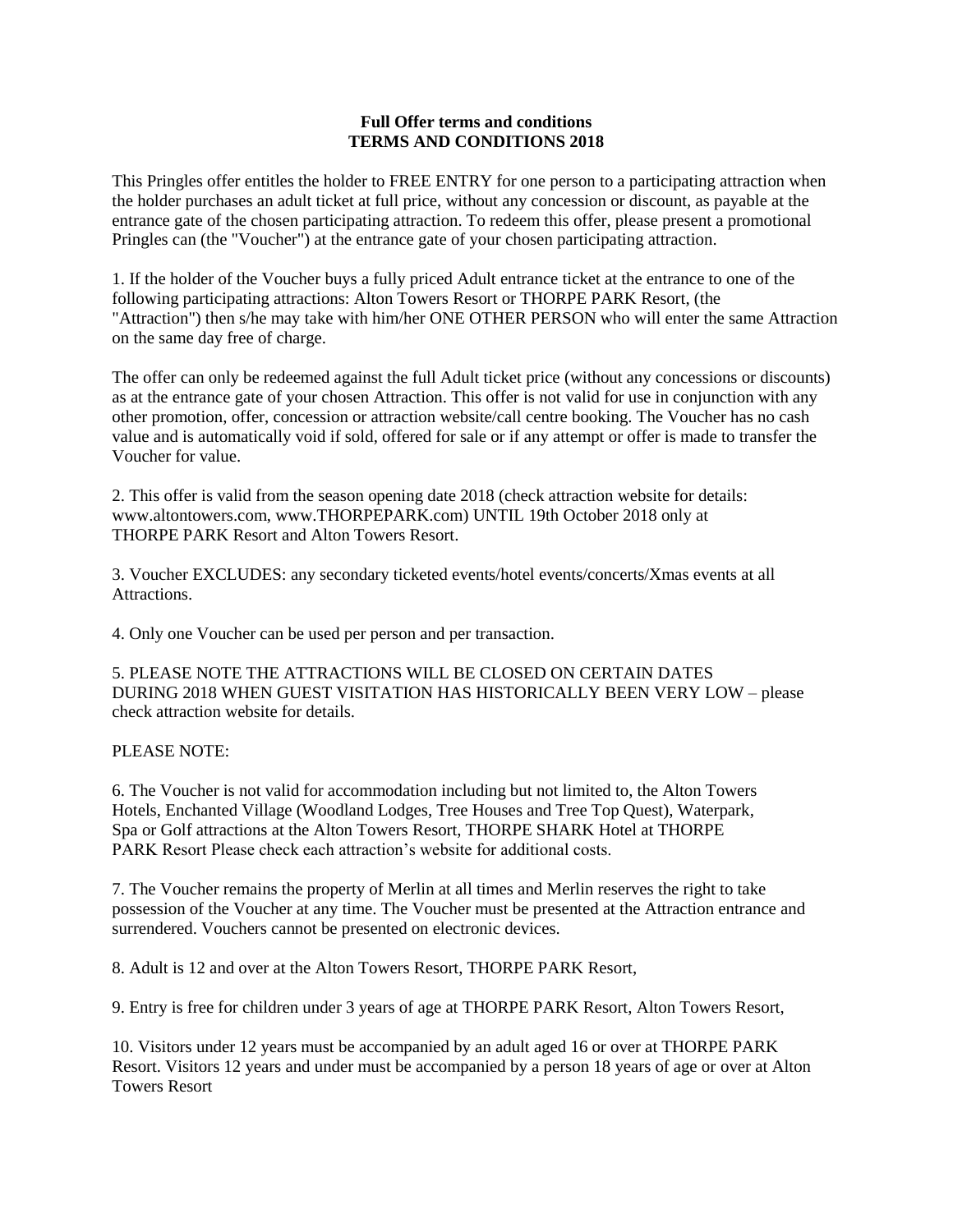**Full Offer terms and conditions**
**TERMS AND CONDITIONS 2018**

This Pringles offer entitles the holder to FREE ENTRY for one person to a participating attraction when the holder purchases an adult ticket at full price, without any concession or discount, as payable at the entrance gate of the chosen participating attraction. To redeem this offer, please present a promotional Pringles can (the "Voucher") at the entrance gate of your chosen participating attraction.

1. If the holder of the Voucher buys a fully priced Adult entrance ticket at the entrance to one of the following participating attractions: Alton Towers Resort or THORPE PARK Resort, (the "Attraction") then s/he may take with him/her ONE OTHER PERSON who will enter the same Attraction on the same day free of charge.

The offer can only be redeemed against the full Adult ticket price (without any concessions or discounts) as at the entrance gate of your chosen Attraction. This offer is not valid for use in conjunction with any other promotion, offer, concession or attraction website/call centre booking. The Voucher has no cash value and is automatically void if sold, offered for sale or if any attempt or offer is made to transfer the Voucher for value.

2. This offer is valid from the season opening date 2018 (check attraction website for details: www.altontowers.com, www.THORPEPARK.com) UNTIL 19th October 2018 only at THORPE PARK Resort and Alton Towers Resort.

3. Voucher EXCLUDES: any secondary ticketed events/hotel events/concerts/Xmas events at all Attractions.

4. Only one Voucher can be used per person and per transaction.

5. PLEASE NOTE THE ATTRACTIONS WILL BE CLOSED ON CERTAIN DATES DURING 2018 WHEN GUEST VISITATION HAS HISTORICALLY BEEN VERY LOW – please check attraction website for details.

PLEASE NOTE:

6. The Voucher is not valid for accommodation including but not limited to, the Alton Towers Hotels, Enchanted Village (Woodland Lodges, Tree Houses and Tree Top Quest), Waterpark, Spa or Golf attractions at the Alton Towers Resort, THORPE SHARK Hotel at THORPE PARK Resort Please check each attraction's website for additional costs.

7. The Voucher remains the property of Merlin at all times and Merlin reserves the right to take possession of the Voucher at any time. The Voucher must be presented at the Attraction entrance and surrendered. Vouchers cannot be presented on electronic devices.

8. Adult is 12 and over at the Alton Towers Resort, THORPE PARK Resort,

9. Entry is free for children under 3 years of age at THORPE PARK Resort, Alton Towers Resort,

10. Visitors under 12 years must be accompanied by an adult aged 16 or over at THORPE PARK Resort. Visitors 12 years and under must be accompanied by a person 18 years of age or over at Alton Towers Resort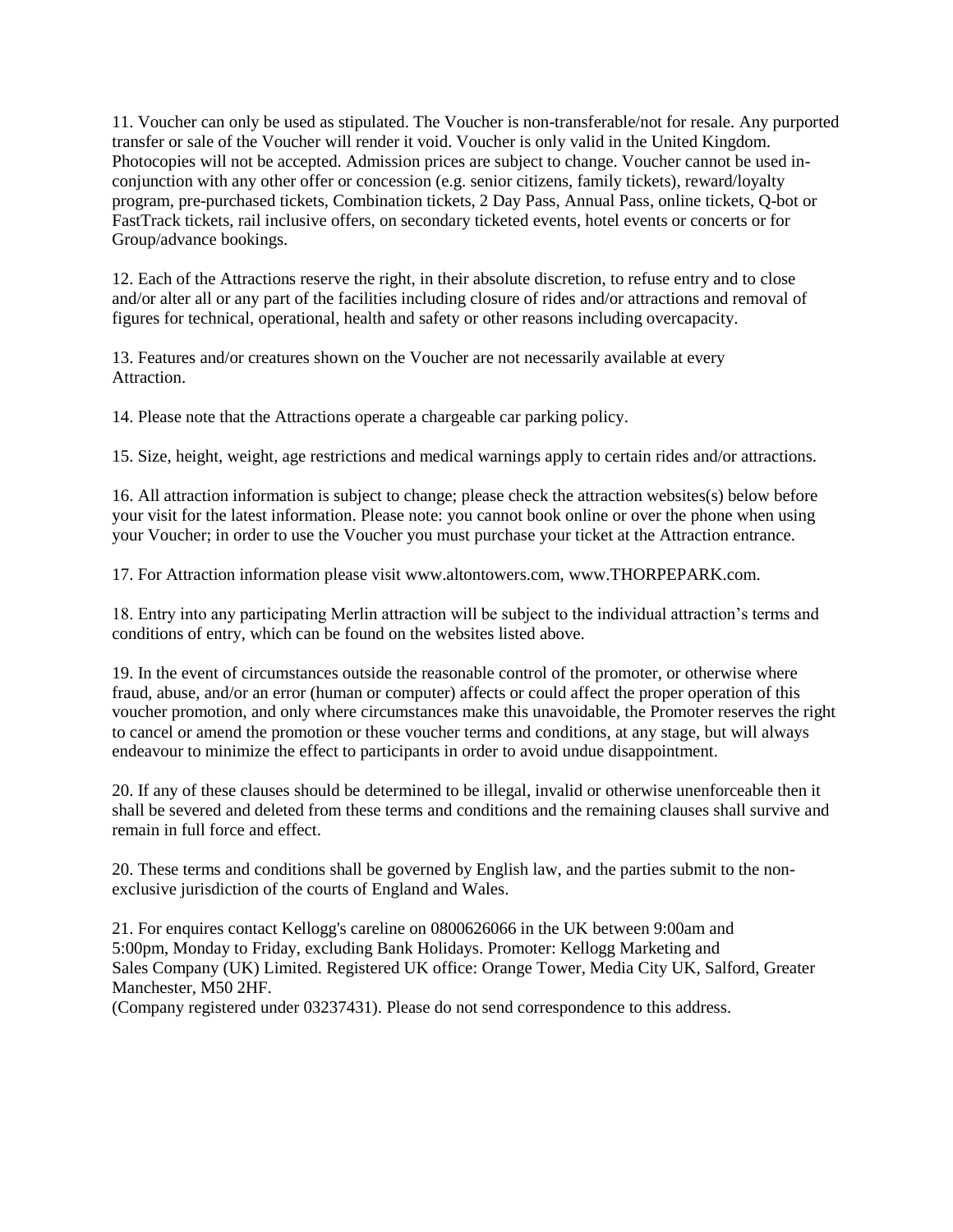11. Voucher can only be used as stipulated. The Voucher is non-transferable/not for resale. Any purported transfer or sale of the Voucher will render it void. Voucher is only valid in the United Kingdom. Photocopies will not be accepted. Admission prices are subject to change. Voucher cannot be used in-conjunction with any other offer or concession (e.g. senior citizens, family tickets), reward/loyalty program, pre-purchased tickets, Combination tickets, 2 Day Pass, Annual Pass, online tickets, Q-bot or FastTrack tickets, rail inclusive offers, on secondary ticketed events, hotel events or concerts or for Group/advance bookings.

12. Each of the Attractions reserve the right, in their absolute discretion, to refuse entry and to close and/or alter all or any part of the facilities including closure of rides and/or attractions and removal of figures for technical, operational, health and safety or other reasons including overcapacity.

13. Features and/or creatures shown on the Voucher are not necessarily available at every Attraction.

14. Please note that the Attractions operate a chargeable car parking policy.

15. Size, height, weight, age restrictions and medical warnings apply to certain rides and/or attractions.

16. All attraction information is subject to change; please check the attraction websites(s) below before your visit for the latest information. Please note: you cannot book online or over the phone when using your Voucher; in order to use the Voucher you must purchase your ticket at the Attraction entrance.

17. For Attraction information please visit www.altontowers.com, www.THORPEPARK.com.

18. Entry into any participating Merlin attraction will be subject to the individual attraction's terms and conditions of entry, which can be found on the websites listed above.

19. In the event of circumstances outside the reasonable control of the promoter, or otherwise where fraud, abuse, and/or an error (human or computer) affects or could affect the proper operation of this voucher promotion, and only where circumstances make this unavoidable, the Promoter reserves the right to cancel or amend the promotion or these voucher terms and conditions, at any stage, but will always endeavour to minimize the effect to participants in order to avoid undue disappointment.

20. If any of these clauses should be determined to be illegal, invalid or otherwise unenforceable then it shall be severed and deleted from these terms and conditions and the remaining clauses shall survive and remain in full force and effect.

20. These terms and conditions shall be governed by English law, and the parties submit to the non-exclusive jurisdiction of the courts of England and Wales.

21. For enquires contact Kellogg's careline on 0800626066 in the UK between 9:00am and 5:00pm, Monday to Friday, excluding Bank Holidays. Promoter: Kellogg Marketing and Sales Company (UK) Limited. Registered UK office: Orange Tower, Media City UK, Salford, Greater Manchester, M50 2HF.
(Company registered under 03237431). Please do not send correspondence to this address.